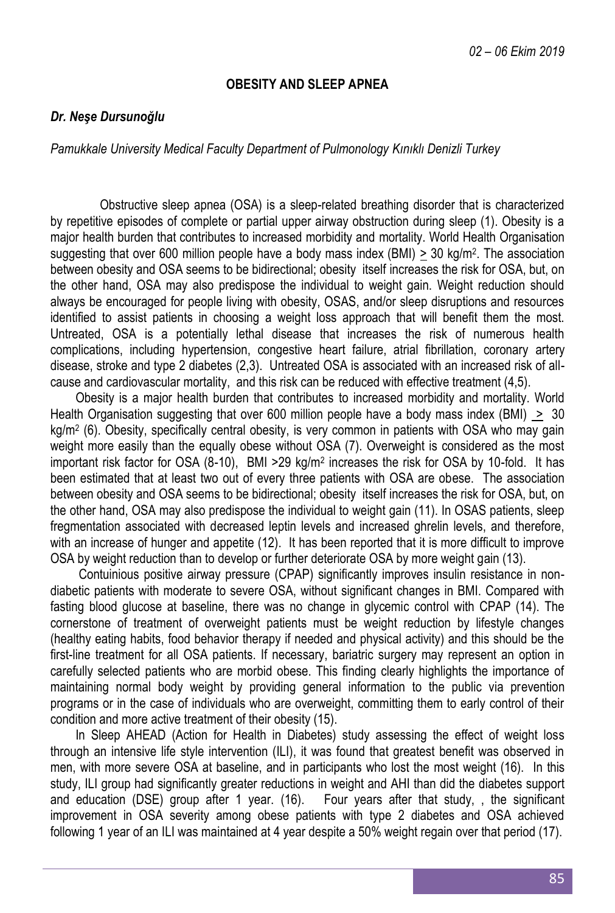## OBESITY AND SLEEP APNEA

***Dr. Neşe Dursunoğlu***

*Pamukkale University Medical Faculty Department of Pulmonology Kınıklı Denizli Turkey*

Obstructive sleep apnea (OSA) is a sleep-related breathing disorder that is characterized by repetitive episodes of complete or partial upper airway obstruction during sleep (1). Obesity is a major health burden that contributes to increased morbidity and mortality. World Health Organisation suggesting that over 600 million people have a body mass index (BMI) $\geq$ 30 kg/m$^2$. The association between obesity and OSA seems to be bidirectional; obesity itself increases the risk for OSA, but, on the other hand, OSA may also predispose the individual to weight gain. Weight reduction should always be encouraged for people living with obesity, OSAS, and/or sleep disruptions and resources identified to assist patients in choosing a weight loss approach that will benefit them the most. Untreated, OSA is a potentially lethal disease that increases the risk of numerous health complications, including hypertension, congestive heart failure, atrial fibrillation, coronary artery disease, stroke and type 2 diabetes (2,3). Untreated OSA is associated with an increased risk of all-cause and cardiovascular mortality, and this risk can be reduced with effective treatment (4,5).

Obesity is a major health burden that contributes to increased morbidity and mortality. World Health Organisation suggesting that over 600 million people have a body mass index (BMI) $\geq$ 30 kg/m$^2$ (6). Obesity, specifically central obesity, is very common in patients with OSA who may gain weight more easily than the equally obese without OSA (7). Overweight is considered as the most important risk factor for OSA (8-10), BMI >29 kg/m$^2$ increases the risk for OSA by 10-fold. It has been estimated that at least two out of every three patients with OSA are obese. The association between obesity and OSA seems to be bidirectional; obesity itself increases the risk for OSA, but, on the other hand, OSA may also predispose the individual to weight gain (11). In OSAS patients, sleep fregmentation associated with decreased leptin levels and increased ghrelin levels, and therefore, with an increase of hunger and appetite (12). It has been reported that it is more difficult to improve OSA by weight reduction than to develop or further deteriorate OSA by more weight gain (13).

Contuinious positive airway pressure (CPAP) significantly improves insulin resistance in non-diabetic patients with moderate to severe OSA, without significant changes in BMI. Compared with fasting blood glucose at baseline, there was no change in glycemic control with CPAP (14). The cornerstone of treatment of overweight patients must be weight reduction by lifestyle changes (healthy eating habits, food behavior therapy if needed and physical activity) and this should be the first-line treatment for all OSA patients. If necessary, bariatric surgery may represent an option in carefully selected patients who are morbid obese. This finding clearly highlights the importance of maintaining normal body weight by providing general information to the public via prevention programs or in the case of individuals who are overweight, committing them to early control of their condition and more active treatment of their obesity (15).

In Sleep AHEAD (Action for Health in Diabetes) study assessing the effect of weight loss through an intensive life style intervention (ILI), it was found that greatest benefit was observed in men, with more severe OSA at baseline, and in participants who lost the most weight (16). In this study, ILI group had significantly greater reductions in weight and AHI than did the diabetes support and education (DSE) group after 1 year. (16). Four years after that study, , the significant improvement in OSA severity among obese patients with type 2 diabetes and OSA achieved following 1 year of an ILI was maintained at 4 year despite a 50% weight regain over that period (17).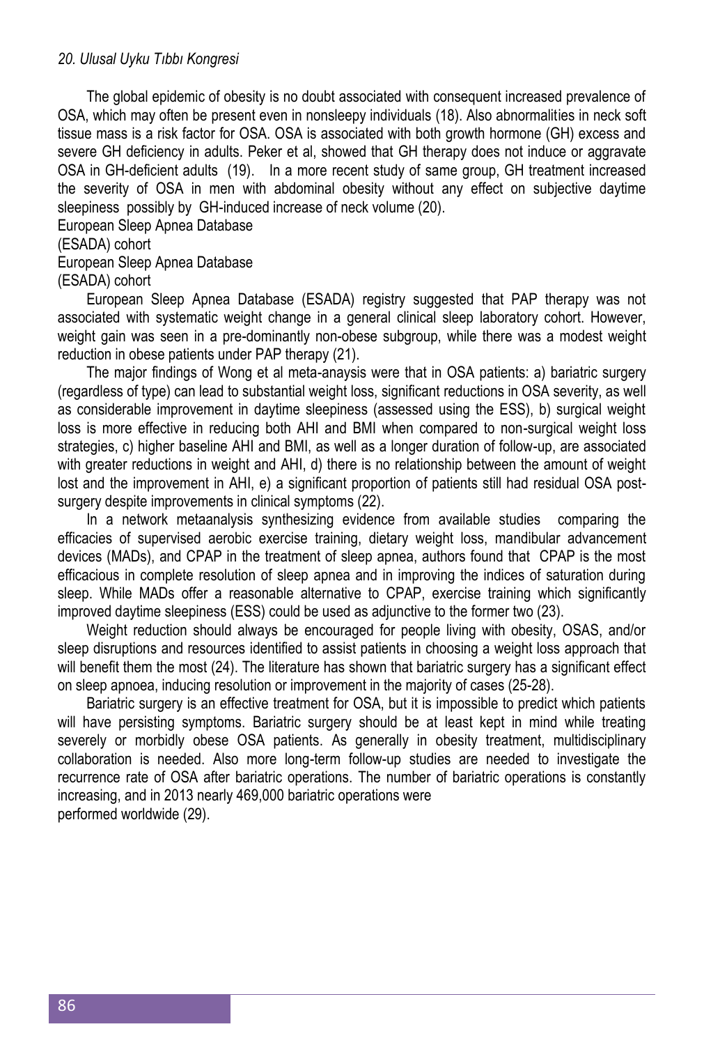The global epidemic of obesity is no doubt associated with consequent increased prevalence of OSA, which may often be present even in nonsleepy individuals (18). Also abnormalities in neck soft tissue mass is a risk factor for OSA. OSA is associated with both growth hormone (GH) excess and severe GH deficiency in adults. Peker et al, showed that GH therapy does not induce or aggravate OSA in GH-deficient adults (19). In a more recent study of same group, GH treatment increased the severity of OSA in men with abdominal obesity without any effect on subjective daytime sleepiness possibly by GH-induced increase of neck volume (20).

European Sleep Apnea Database
(ESADA) cohort
European Sleep Apnea Database
(ESADA) cohort

European Sleep Apnea Database (ESADA) registry suggested that PAP therapy was not associated with systematic weight change in a general clinical sleep laboratory cohort. However, weight gain was seen in a pre-dominantly non-obese subgroup, while there was a modest weight reduction in obese patients under PAP therapy (21).

The major findings of Wong et al meta-anaysis were that in OSA patients: a) bariatric surgery (regardless of type) can lead to substantial weight loss, significant reductions in OSA severity, as well as considerable improvement in daytime sleepiness (assessed using the ESS), b) surgical weight loss is more effective in reducing both AHI and BMI when compared to non-surgical weight loss strategies, c) higher baseline AHI and BMI, as well as a longer duration of follow-up, are associated with greater reductions in weight and AHI, d) there is no relationship between the amount of weight lost and the improvement in AHI, e) a significant proportion of patients still had residual OSA post-surgery despite improvements in clinical symptoms (22).

In a network metaanalysis synthesizing evidence from available studies comparing the efficacies of supervised aerobic exercise training, dietary weight loss, mandibular advancement devices (MADs), and CPAP in the treatment of sleep apnea, authors found that CPAP is the most efficacious in complete resolution of sleep apnea and in improving the indices of saturation during sleep. While MADs offer a reasonable alternative to CPAP, exercise training which significantly improved daytime sleepiness (ESS) could be used as adjunctive to the former two (23).

Weight reduction should always be encouraged for people living with obesity, OSAS, and/or sleep disruptions and resources identified to assist patients in choosing a weight loss approach that will benefit them the most (24). The literature has shown that bariatric surgery has a significant effect on sleep apnoea, inducing resolution or improvement in the majority of cases (25-28).

Bariatric surgery is an effective treatment for OSA, but it is impossible to predict which patients will have persisting symptoms. Bariatric surgery should be at least kept in mind while treating severely or morbidly obese OSA patients. As generally in obesity treatment, multidisciplinary collaboration is needed. Also more long-term follow-up studies are needed to investigate the recurrence rate of OSA after bariatric operations. The number of bariatric operations is constantly increasing, and in 2013 nearly 469,000 bariatric operations were performed worldwide (29).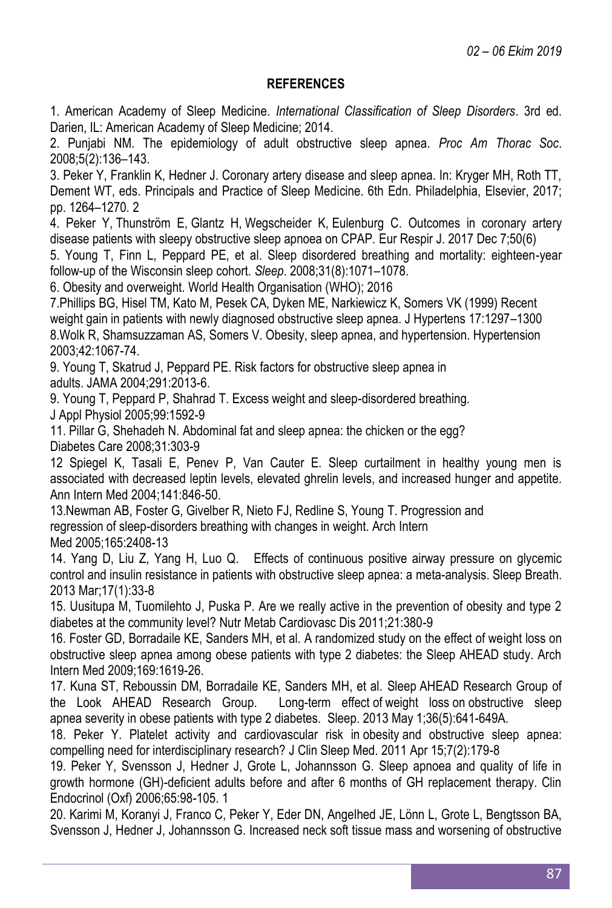## REFERENCES

1. American Academy of Sleep Medicine. *International Classification of Sleep Disorders*. 3rd ed. Darien, IL: American Academy of Sleep Medicine; 2014.

2. Punjabi NM. The epidemiology of adult obstructive sleep apnea. *Proc Am Thorac Soc*. 2008;5(2):136–143.

3. Peker Y, Franklin K, Hedner J. Coronary artery disease and sleep apnea. In: Kryger MH, Roth TT, Dement WT, eds. Principals and Practice of Sleep Medicine. 6th Edn. Philadelphia, Elsevier, 2017; pp. 1264–1270. 2

4. Peker Y, Thunström E, Glantz H, Wegscheider K, Eulenburg C. Outcomes in coronary artery disease patients with sleepy obstructive sleep apnoea on CPAP. Eur Respir J. 2017 Dec 7;50(6)

5. Young T, Finn L, Peppard PE, et al. Sleep disordered breathing and mortality: eighteen-year follow-up of the Wisconsin sleep cohort. *Sleep*. 2008;31(8):1071–1078.

6. Obesity and overweight. World Health Organisation (WHO); 2016

7.Phillips BG, Hisel TM, Kato M, Pesek CA, Dyken ME, Narkiewicz K, Somers VK (1999) Recent weight gain in patients with newly diagnosed obstructive sleep apnea. J Hypertens 17:1297–1300

8.Wolk R, Shamsuzzaman AS, Somers V. Obesity, sleep apnea, and hypertension. Hypertension 2003;42:1067-74.

9. Young T, Skatrud J, Peppard PE. Risk factors for obstructive sleep apnea in adults. JAMA 2004;291:2013-6.

9. Young T, Peppard P, Shahrad T. Excess weight and sleep-disordered breathing. J Appl Physiol 2005;99:1592-9

11. Pillar G, Shehadeh N. Abdominal fat and sleep apnea: the chicken or the egg? Diabetes Care 2008;31:303-9

12 Spiegel K, Tasali E, Penev P, Van Cauter E. Sleep curtailment in healthy young men is associated with decreased leptin levels, elevated ghrelin levels, and increased hunger and appetite. Ann Intern Med 2004;141:846-50.

13.Newman AB, Foster G, Givelber R, Nieto FJ, Redline S, Young T. Progression and regression of sleep-disorders breathing with changes in weight. Arch Intern Med 2005;165:2408-13

14. Yang D, Liu Z, Yang H, Luo Q. Effects of continuous positive airway pressure on glycemic control and insulin resistance in patients with obstructive sleep apnea: a meta-analysis. Sleep Breath. 2013 Mar;17(1):33-8

15. Uusitupa M, Tuomilehto J, Puska P. Are we really active in the prevention of obesity and type 2 diabetes at the community level? Nutr Metab Cardiovasc Dis 2011;21:380-9

16. Foster GD, Borradaile KE, Sanders MH, et al. A randomized study on the effect of weight loss on obstructive sleep apnea among obese patients with type 2 diabetes: the Sleep AHEAD study. Arch Intern Med 2009;169:1619-26.

17. Kuna ST, Reboussin DM, Borradaile KE, Sanders MH, et al. Sleep AHEAD Research Group of the Look AHEAD Research Group. Long-term effect of weight loss on obstructive sleep apnea severity in obese patients with type 2 diabetes. Sleep. 2013 May 1;36(5):641-649A.

18. Peker Y. Platelet activity and cardiovascular risk in obesity and obstructive sleep apnea: compelling need for interdisciplinary research? J Clin Sleep Med. 2011 Apr 15;7(2):179-8

19. Peker Y, Svensson J, Hedner J, Grote L, Johannsson G. Sleep apnoea and quality of life in growth hormone (GH)-deficient adults before and after 6 months of GH replacement therapy. Clin Endocrinol (Oxf) 2006;65:98-105. 1

20. Karimi M, Koranyi J, Franco C, Peker Y, Eder DN, Angelhed JE, Lönn L, Grote L, Bengtsson BA, Svensson J, Hedner J, Johannsson G. Increased neck soft tissue mass and worsening of obstructive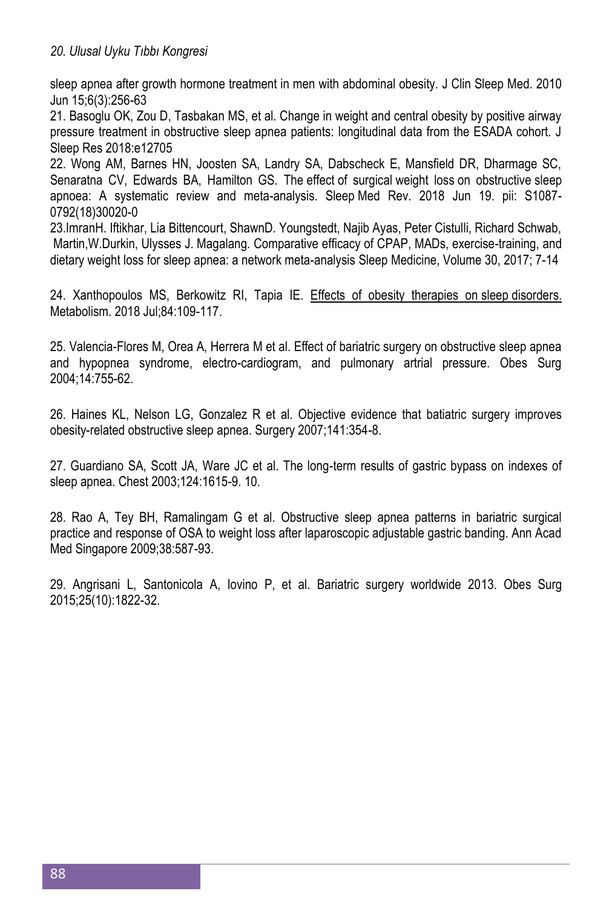sleep apnea after growth hormone treatment in men with abdominal obesity. J Clin Sleep Med. 2010 Jun 15;6(3):256-63

21. Basoglu OK, Zou D, Tasbakan MS, et al. Change in weight and central obesity by positive airway pressure treatment in obstructive sleep apnea patients: longitudinal data from the ESADA cohort. J Sleep Res 2018:e12705

22. Wong AM, Barnes HN, Joosten SA, Landry SA, Dabscheck E, Mansfield DR, Dharmage SC, Senaratna CV, Edwards BA, Hamilton GS. The effect of surgical weight loss on obstructive sleep apnoea: A systematic review and meta-analysis. Sleep Med Rev. 2018 Jun 19. pii: S1087-0792(18)30020-0

23.ImranH. Iftikhar, Lia Bittencourt, ShawnD. Youngstedt, Najib Ayas, Peter Cistulli, Richard Schwab, Martin,W.Durkin, Ulysses J. Magalang. Comparative efficacy of CPAP, MADs, exercise-training, and dietary weight loss for sleep apnea: a network meta-analysis Sleep Medicine, Volume 30, 2017; 7-14

24. Xanthopoulos MS, Berkowitz RI, Tapia IE. Effects of obesity therapies on sleep disorders. Metabolism. 2018 Jul;84:109-117.

25. Valencia-Flores M, Orea A, Herrera M et al. Effect of bariatric surgery on obstructive sleep apnea and hypopnea syndrome, electro-cardiogram, and pulmonary artrial pressure. Obes Surg 2004;14:755-62.

26. Haines KL, Nelson LG, Gonzalez R et al. Objective evidence that batiatric surgery improves obesity-related obstructive sleep apnea. Surgery 2007;141:354-8.

27. Guardiano SA, Scott JA, Ware JC et al. The long-term results of gastric bypass on indexes of sleep apnea. Chest 2003;124:1615-9. 10.

28. Rao A, Tey BH, Ramalingam G et al. Obstructive sleep apnea patterns in bariatric surgical practice and response of OSA to weight loss after laparoscopic adjustable gastric banding. Ann Acad Med Singapore 2009;38:587-93.

29. Angrisani L, Santonicola A, Iovino P, et al. Bariatric surgery worldwide 2013. Obes Surg 2015;25(10):1822-32.